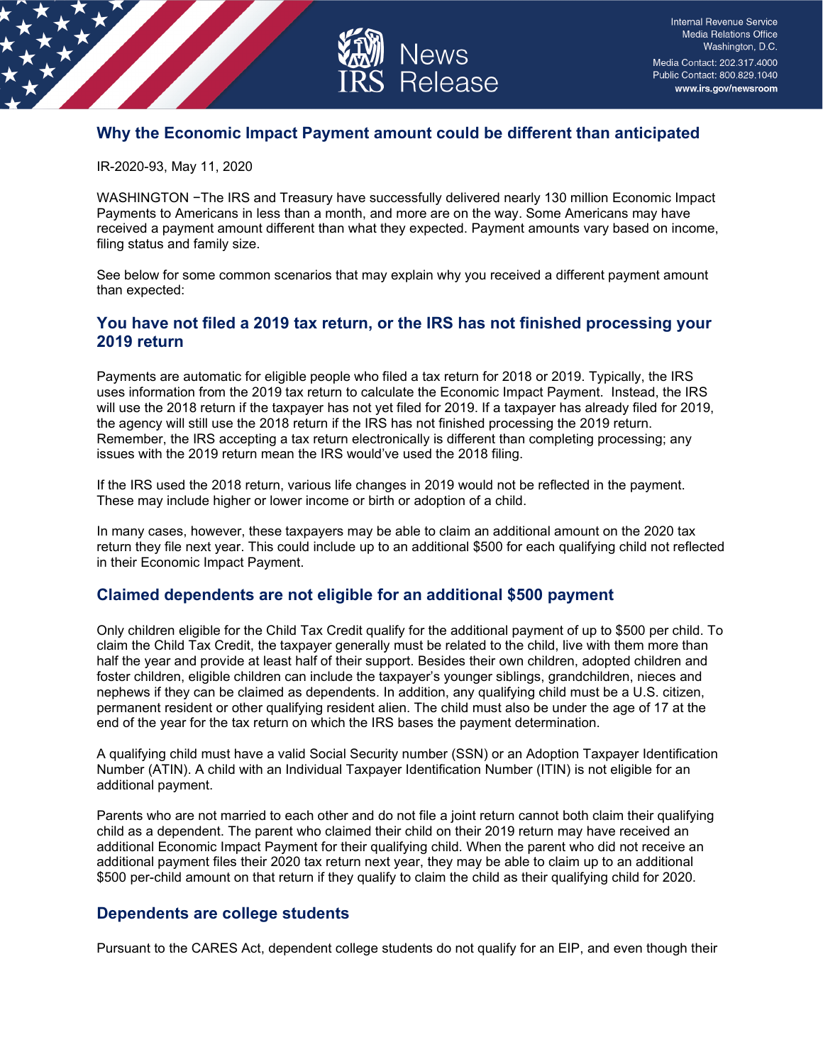# Why the Economic Impact Payment amount could be different than anticipated

IR-2020-93, May 11, 2020

WASHINGTON −The IRS and Treasury have successfully delivered nearly 130 million Economic Impact Payments to Americans in less than a month, and more are on the way. Some Americans may have received a payment amount different than what they expected. Payment amounts vary based on income, filing status and family size.

See below for some common scenarios that may explain why you received a different payment amount than expected:

## You have not filed a 2019 tax return, or the IRS has not finished processing your 2019 return

Payments are automatic for eligible people who filed a tax return for 2018 or 2019. Typically, the IRS uses information from the 2019 tax return to calculate the Economic Impact Payment. Instead, the IRS will use the 2018 return if the taxpayer has not yet filed for 2019. If a taxpayer has already filed for 2019, the agency will still use the 2018 return if the IRS has not finished processing the 2019 return. Remember, the IRS accepting a tax return electronically is different than completing processing; any issues with the 2019 return mean the IRS would've used the 2018 filing.

If the IRS used the 2018 return, various life changes in 2019 would not be reflected in the payment. These may include higher or lower income or birth or adoption of a child.

In many cases, however, these taxpayers may be able to claim an additional amount on the 2020 tax return they file next year. This could include up to an additional $500 for each qualifying child not reflected in their Economic Impact Payment.

## Claimed dependents are not eligible for an additional $500 payment

Only children eligible for the Child Tax Credit qualify for the additional payment of up to $500 per child. To claim the Child Tax Credit, the taxpayer generally must be related to the child, live with them more than half the year and provide at least half of their support. Besides their own children, adopted children and foster children, eligible children can include the taxpayer's younger siblings, grandchildren, nieces and nephews if they can be claimed as dependents. In addition, any qualifying child must be a U.S. citizen, permanent resident or other qualifying resident alien. The child must also be under the age of 17 at the end of the year for the tax return on which the IRS bases the payment determination.

A qualifying child must have a valid Social Security number (SSN) or an Adoption Taxpayer Identification Number (ATIN). A child with an Individual Taxpayer Identification Number (ITIN) is not eligible for an additional payment.

Parents who are not married to each other and do not file a joint return cannot both claim their qualifying child as a dependent. The parent who claimed their child on their 2019 return may have received an additional Economic Impact Payment for their qualifying child. When the parent who did not receive an additional payment files their 2020 tax return next year, they may be able to claim up to an additional $500 per-child amount on that return if they qualify to claim the child as their qualifying child for 2020.

## Dependents are college students

Pursuant to the CARES Act, dependent college students do not qualify for an EIP, and even though their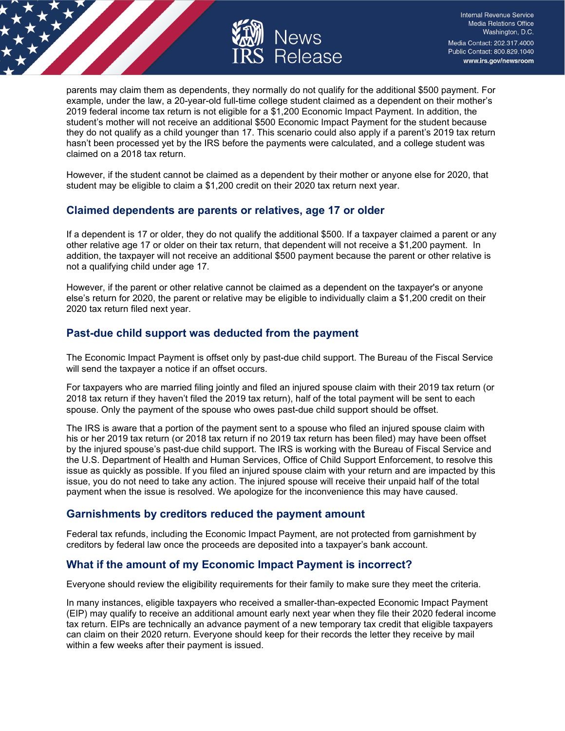parents may claim them as dependents, they normally do not qualify for the additional $500 payment. For example, under the law, a 20-year-old full-time college student claimed as a dependent on their mother's 2019 federal income tax return is not eligible for a $1,200 Economic Impact Payment. In addition, the student's mother will not receive an additional $500 Economic Impact Payment for the student because they do not qualify as a child younger than 17. This scenario could also apply if a parent's 2019 tax return hasn't been processed yet by the IRS before the payments were calculated, and a college student was claimed on a 2018 tax return.

However, if the student cannot be claimed as a dependent by their mother or anyone else for 2020, that student may be eligible to claim a $1,200 credit on their 2020 tax return next year.

## Claimed dependents are parents or relatives, age 17 or older

If a dependent is 17 or older, they do not qualify the additional $500. If a taxpayer claimed a parent or any other relative age 17 or older on their tax return, that dependent will not receive a $1,200 payment. In addition, the taxpayer will not receive an additional $500 payment because the parent or other relative is not a qualifying child under age 17.

However, if the parent or other relative cannot be claimed as a dependent on the taxpayer's or anyone else's return for 2020, the parent or relative may be eligible to individually claim a $1,200 credit on their 2020 tax return filed next year.

## Past-due child support was deducted from the payment

The Economic Impact Payment is offset only by past-due child support. The Bureau of the Fiscal Service will send the taxpayer a notice if an offset occurs.

For taxpayers who are married filing jointly and filed an injured spouse claim with their 2019 tax return (or 2018 tax return if they haven't filed the 2019 tax return), half of the total payment will be sent to each spouse. Only the payment of the spouse who owes past-due child support should be offset.

The IRS is aware that a portion of the payment sent to a spouse who filed an injured spouse claim with his or her 2019 tax return (or 2018 tax return if no 2019 tax return has been filed) may have been offset by the injured spouse's past-due child support. The IRS is working with the Bureau of Fiscal Service and the U.S. Department of Health and Human Services, Office of Child Support Enforcement, to resolve this issue as quickly as possible. If you filed an injured spouse claim with your return and are impacted by this issue, you do not need to take any action. The injured spouse will receive their unpaid half of the total payment when the issue is resolved. We apologize for the inconvenience this may have caused.

## Garnishments by creditors reduced the payment amount

Federal tax refunds, including the Economic Impact Payment, are not protected from garnishment by creditors by federal law once the proceeds are deposited into a taxpayer's bank account.

## What if the amount of my Economic Impact Payment is incorrect?

Everyone should review the eligibility requirements for their family to make sure they meet the criteria.

In many instances, eligible taxpayers who received a smaller-than-expected Economic Impact Payment (EIP) may qualify to receive an additional amount early next year when they file their 2020 federal income tax return. EIPs are technically an advance payment of a new temporary tax credit that eligible taxpayers can claim on their 2020 return. Everyone should keep for their records the letter they receive by mail within a few weeks after their payment is issued.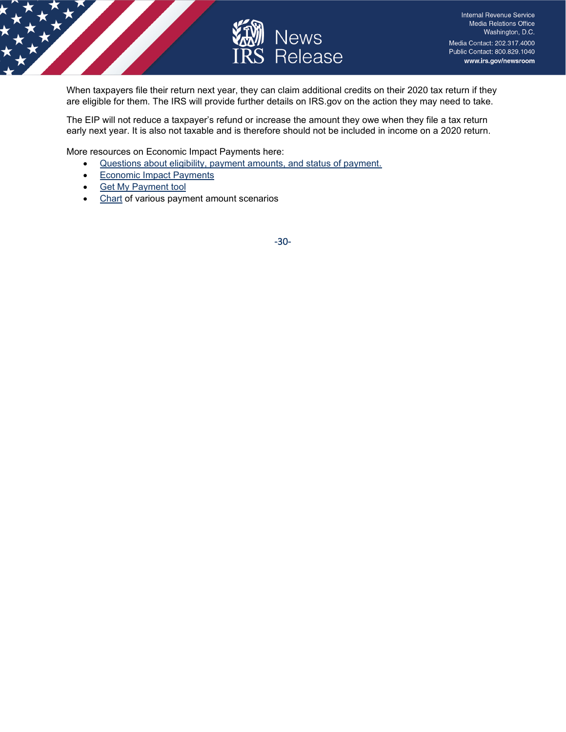When taxpayers file their return next year, they can claim additional credits on their 2020 tax return if they are eligible for them. The IRS will provide further details on IRS.gov on the action they may need to take.

The EIP will not reduce a taxpayer's refund or increase the amount they owe when they file a tax return early next year. It is also not taxable and is therefore should not be included in income on a 2020 return.

More resources on Economic Impact Payments here:

- Questions about eligibility, payment amounts, and status of payment.
- Economic Impact Payments
- Get My Payment tool
- Chart of various payment amount scenarios

-30-